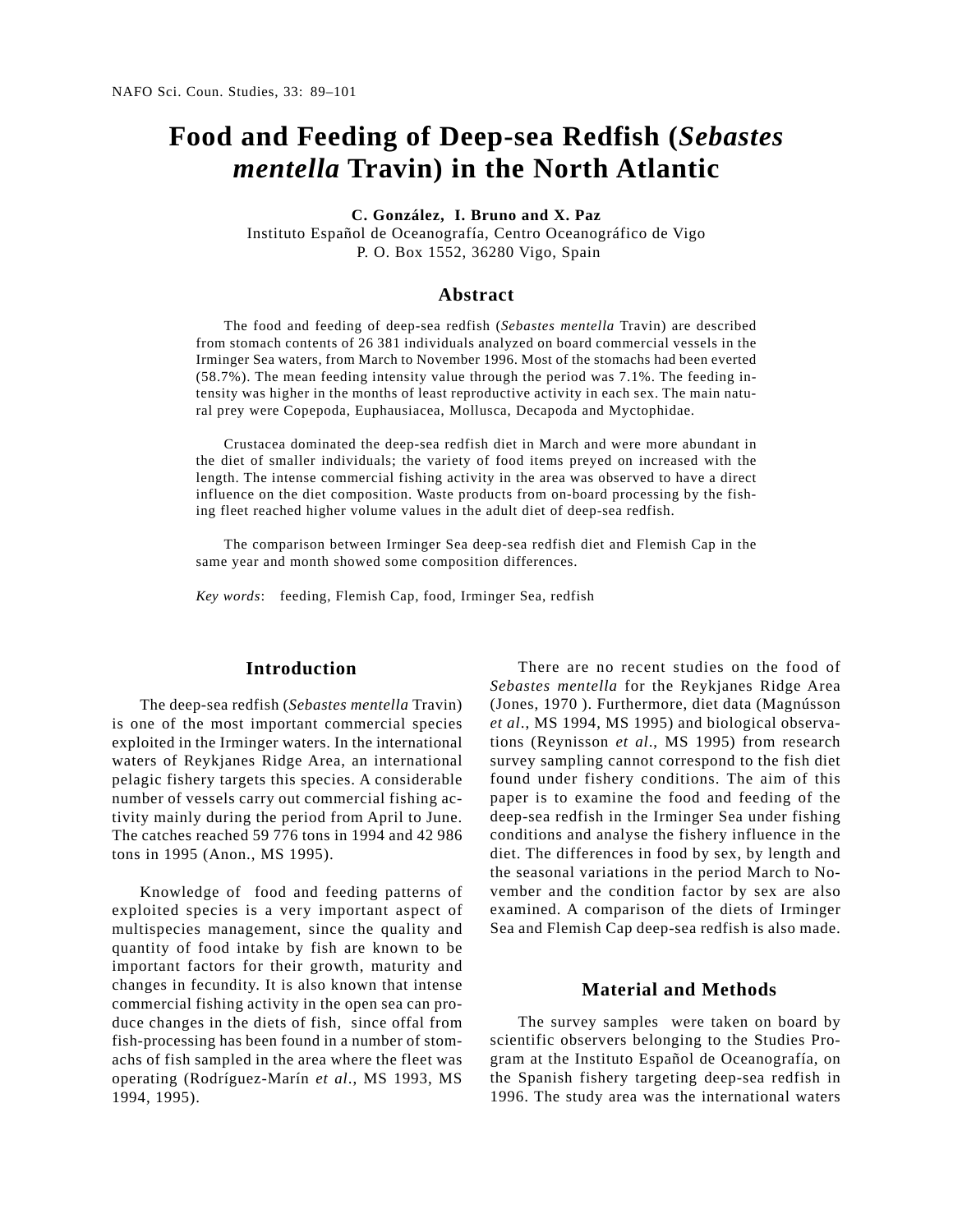# Food and Feeding of Deep-sea Redfish (*Sebastes mentella* Travin) in the North Atlantic

**C. González, I. Bruno and X. Paz**

Instituto Español de Oceanografía, Centro Oceanográfico de Vigo
P. O. Box 1552, 36280 Vigo, Spain

## Abstract

The food and feeding of deep-sea redfish (*Sebastes mentella* Travin) are described from stomach contents of 26 381 individuals analyzed on board commercial vessels in the Irminger Sea waters, from March to November 1996. Most of the stomachs had been everted (58.7%). The mean feeding intensity value through the period was 7.1%. The feeding intensity was higher in the months of least reproductive activity in each sex. The main natural prey were Copepoda, Euphausiacea, Mollusca, Decapoda and Myctophidae.

Crustacea dominated the deep-sea redfish diet in March and were more abundant in the diet of smaller individuals; the variety of food items preyed on increased with the length. The intense commercial fishing activity in the area was observed to have a direct influence on the diet composition. Waste products from on-board processing by the fishing fleet reached higher volume values in the adult diet of deep-sea redfish.

The comparison between Irminger Sea deep-sea redfish diet and Flemish Cap in the same year and month showed some composition differences.

*Key words*: feeding, Flemish Cap, food, Irminger Sea, redfish

## Introduction

The deep-sea redfish (*Sebastes mentella* Travin) is one of the most important commercial species exploited in the Irminger waters. In the international waters of Reykjanes Ridge Area, an international pelagic fishery targets this species. A considerable number of vessels carry out commercial fishing activity mainly during the period from April to June. The catches reached 59 776 tons in 1994 and 42 986 tons in 1995 (Anon., MS 1995).

Knowledge of food and feeding patterns of exploited species is a very important aspect of multispecies management, since the quality and quantity of food intake by fish are known to be important factors for their growth, maturity and changes in fecundity. It is also known that intense commercial fishing activity in the open sea can produce changes in the diets of fish, since offal from fish-processing has been found in a number of stomachs of fish sampled in the area where the fleet was operating (Rodríguez-Marín *et al*., MS 1993, MS 1994, 1995).

There are no recent studies on the food of *Sebastes mentella* for the Reykjanes Ridge Area (Jones, 1970 ). Furthermore, diet data (Magnússon *et al*., MS 1994, MS 1995) and biological observations (Reynisson *et al*., MS 1995) from research survey sampling cannot correspond to the fish diet found under fishery conditions. The aim of this paper is to examine the food and feeding of the deep-sea redfish in the Irminger Sea under fishing conditions and analyse the fishery influence in the diet. The differences in food by sex, by length and the seasonal variations in the period March to November and the condition factor by sex are also examined. A comparison of the diets of Irminger Sea and Flemish Cap deep-sea redfish is also made.

## Material and Methods

The survey samples were taken on board by scientific observers belonging to the Studies Program at the Instituto Español de Oceanografía, on the Spanish fishery targeting deep-sea redfish in 1996. The study area was the international waters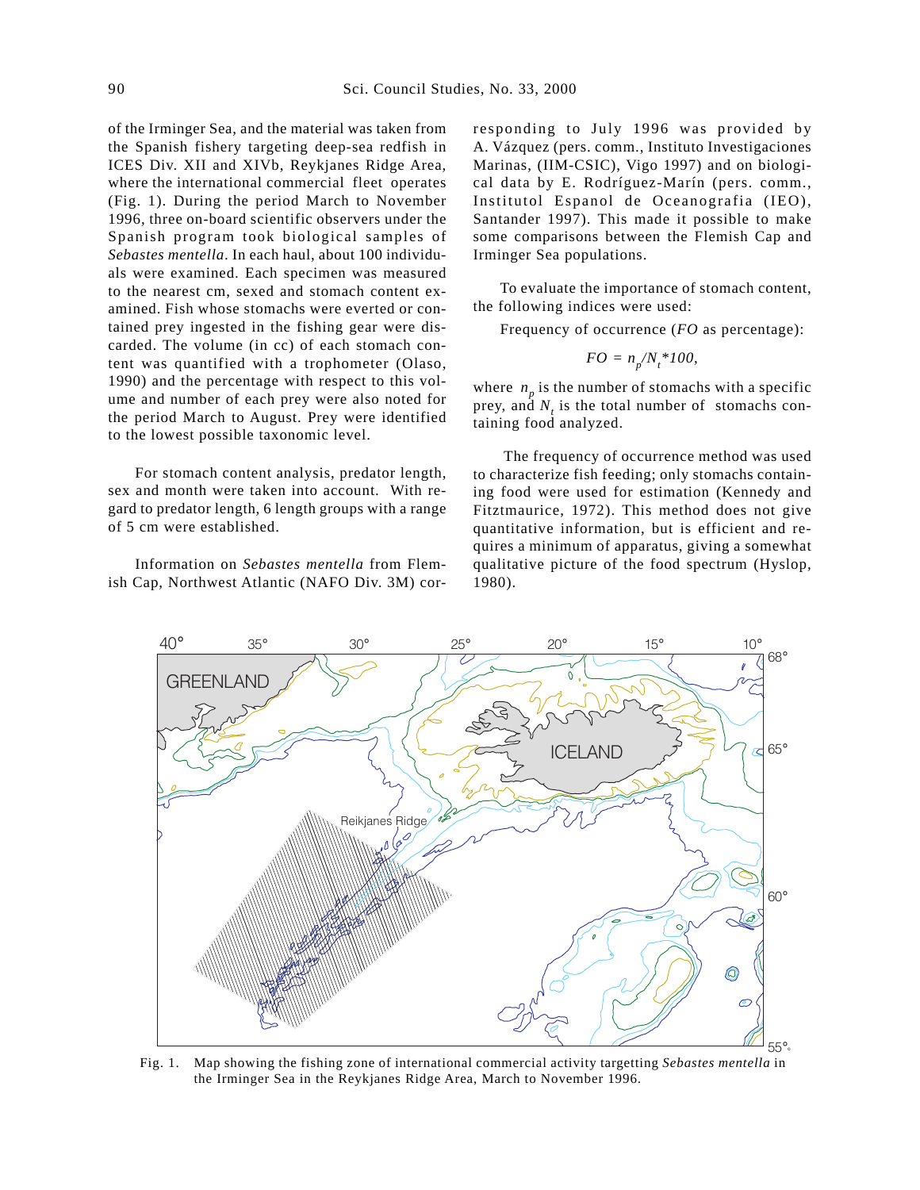of the Irminger Sea, and the material was taken from the Spanish fishery targeting deep-sea redfish in ICES Div. XII and XIVb, Reykjanes Ridge Area, where the international commercial fleet operates (Fig. 1). During the period March to November 1996, three on-board scientific observers under the Spanish program took biological samples of *Sebastes mentella*. In each haul, about 100 individuals were examined. Each specimen was measured to the nearest cm, sexed and stomach content examined. Fish whose stomachs were everted or contained prey ingested in the fishing gear were discarded. The volume (in cc) of each stomach content was quantified with a trophometer (Olaso, 1990) and the percentage with respect to this volume and number of each prey were also noted for the period March to August. Prey were identified to the lowest possible taxonomic level.

For stomach content analysis, predator length, sex and month were taken into account. With regard to predator length, 6 length groups with a range of 5 cm were established.

Information on *Sebastes mentella* from Flemish Cap, Northwest Atlantic (NAFO Div. 3M) corresponding to July 1996 was provided by A. Vázquez (pers. comm., Instituto Investigaciones Marinas, (IIM-CSIC), Vigo 1997) and on biological data by E. Rodríguez-Marín (pers. comm., Institutol Espanol de Oceanografia (IEO), Santander 1997). This made it possible to make some comparisons between the Flemish Cap and Irminger Sea populations.

To evaluate the importance of stomach content, the following indices were used:

Frequency of occurrence (*FO* as percentage):

$$FO = n_p/N_t*100,$$

where $n_p$ is the number of stomachs with a specific prey, and $N_t$ is the total number of stomachs containing food analyzed.

The frequency of occurrence method was used to characterize fish feeding; only stomachs containing food were used for estimation (Kennedy and Fitztmaurice, 1972). This method does not give quantitative information, but is efficient and requires a minimum of apparatus, giving a somewhat qualitative picture of the food spectrum (Hyslop, 1980).

Fig. 1. Map showing the fishing zone of international commercial activity targetting *Sebastes mentella* in the Irminger Sea in the Reykjanes Ridge Area, March to November 1996.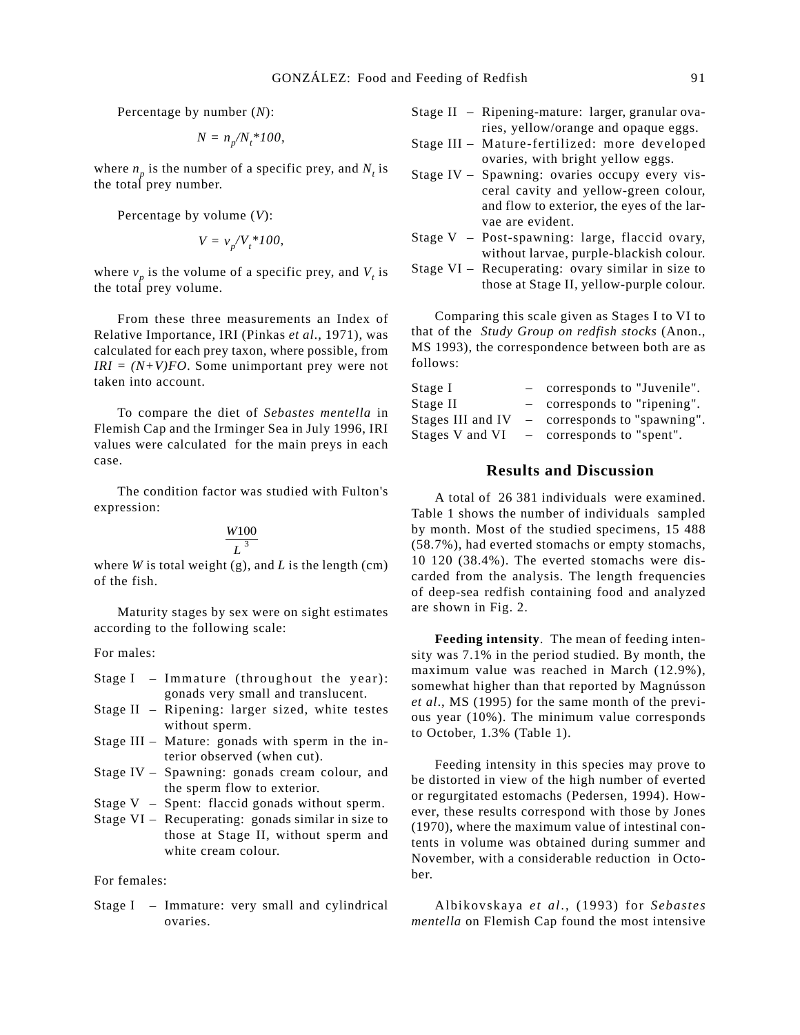Percentage by number ($N$):

$$N = n_p/N_t*100,$$

where $n_p$ is the number of a specific prey, and $N_t$ is the total prey number.

Percentage by volume ($V$):

$$V = v_p/V_t*100,$$

where $v_p$ is the volume of a specific prey, and $V_t$ is the total prey volume.

From these three measurements an Index of Relative Importance, IRI (Pinkas *et al*., 1971), was calculated for each prey taxon, where possible, from $IRI = (N+V)FO$. Some unimportant prey were not taken into account.

To compare the diet of *Sebastes mentella* in Flemish Cap and the Irminger Sea in July 1996, IRI values were calculated for the main preys in each case.

The condition factor was studied with Fulton's expression:

$$\frac{W100}{L^3}$$

where $W$ is total weight (g), and $L$ is the length (cm) of the fish.

Maturity stages by sex were on sight estimates according to the following scale:

For males:

- Stage I – Immature (throughout the year): gonads very small and translucent.
- Stage II – Ripening: larger sized, white testes without sperm.
- Stage III – Mature: gonads with sperm in the interior observed (when cut).
- Stage IV – Spawning: gonads cream colour, and the sperm flow to exterior.
- Stage V – Spent: flaccid gonads without sperm.
- Stage VI – Recuperating: gonads similar in size to those at Stage II, without sperm and white cream colour.

For females:

- Stage I – Immature: very small and cylindrical ovaries.
- Stage II – Ripening-mature: larger, granular ovaries, yellow/orange and opaque eggs.
- Stage III – Mature-fertilized: more developed ovaries, with bright yellow eggs.
- Stage IV – Spawning: ovaries occupy every visceral cavity and yellow-green colour, and flow to exterior, the eyes of the larvae are evident.
- Stage V – Post-spawning: large, flaccid ovary, without larvae, purple-blackish colour.
- Stage VI – Recuperating: ovary similar in size to those at Stage II, yellow-purple colour.

Comparing this scale given as Stages I to VI to that of the *Study Group on redfish stocks* (Anon., MS 1993), the correspondence between both are as follows:

- Stage I – corresponds to "Juvenile".
- Stage II – corresponds to "ripening".
- Stages III and IV – corresponds to "spawning".
- Stages V and VI – corresponds to "spent".

## Results and Discussion

A total of 26 381 individuals were examined. Table 1 shows the number of individuals sampled by month. Most of the studied specimens, 15 488 (58.7%), had everted stomachs or empty stomachs, 10 120 (38.4%). The everted stomachs were discarded from the analysis. The length frequencies of deep-sea redfish containing food and analyzed are shown in Fig. 2.

**Feeding intensity**. The mean of feeding intensity was 7.1% in the period studied. By month, the maximum value was reached in March (12.9%), somewhat higher than that reported by Magnússon *et al*., MS (1995) for the same month of the previous year (10%). The minimum value corresponds to October, 1.3% (Table 1).

Feeding intensity in this species may prove to be distorted in view of the high number of everted or regurgitated estomachs (Pedersen, 1994). However, these results correspond with those by Jones (1970), where the maximum value of intestinal contents in volume was obtained during summer and November, with a considerable reduction in October.

Albikovskaya *et al*., (1993) for *Sebastes mentella* on Flemish Cap found the most intensive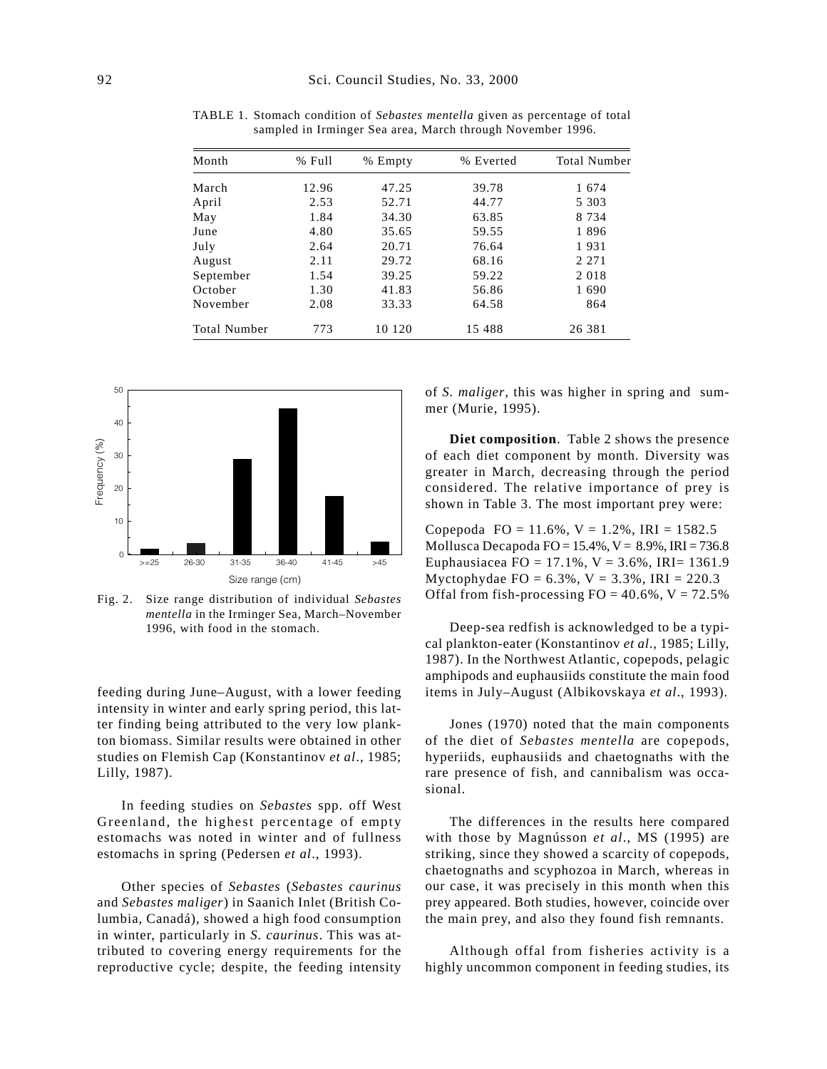TABLE 1. Stomach condition of *Sebastes mentella* given as percentage of total sampled in Irminger Sea area, March through November 1996.

| Month | % Full | % Empty | % Everted | Total Number |
|---|---|---|---|---|
| March | 12.96 | 47.25 | 39.78 | 1 674 |
| April | 2.53 | 52.71 | 44.77 | 5 303 |
| May | 1.84 | 34.30 | 63.85 | 8 734 |
| June | 4.80 | 35.65 | 59.55 | 1 896 |
| July | 2.64 | 20.71 | 76.64 | 1 931 |
| August | 2.11 | 29.72 | 68.16 | 2 271 |
| September | 1.54 | 39.25 | 59.22 | 2 018 |
| October | 1.30 | 41.83 | 56.86 | 1 690 |
| November | 2.08 | 33.33 | 64.58 | 864 |
| Total Number | 773 | 10 120 | 15 488 | 26 381 |

Fig. 2. Size range distribution of individual *Sebastes mentella* in the Irminger Sea, March–November 1996, with food in the stomach.

feeding during June–August, with a lower feeding intensity in winter and early spring period, this latter finding being attributed to the very low plankton biomass. Similar results were obtained in other studies on Flemish Cap (Konstantinov *et al*., 1985; Lilly, 1987).

In feeding studies on *Sebastes* spp. off West Greenland, the highest percentage of empty estomachs was noted in winter and of fullness estomachs in spring (Pedersen *et al*., 1993).

Other species of *Sebastes* (*Sebastes caurinus* and *Sebastes maliger*) in Saanich Inlet (British Columbia, Canadá), showed a high food consumption in winter, particularly in *S. caurinus*. This was attributed to covering energy requirements for the reproductive cycle; despite, the feeding intensity of *S. maliger*, this was higher in spring and summer (Murie, 1995).

**Diet composition**. Table 2 shows the presence of each diet component by month. Diversity was greater in March, decreasing through the period considered. The relative importance of prey is shown in Table 3. The most important prey were:

Copepoda FO = 11.6%, V = 1.2%, IRI = 1582.5
Mollusca Decapoda FO = 15.4%, V = 8.9%, IRI = 736.8
Euphausiacea FO = 17.1%, V = 3.6%, IRI= 1361.9
Myctophydae FO = 6.3%, V = 3.3%, IRI = 220.3
Offal from fish-processing FO = 40.6%, V = 72.5%

Deep-sea redfish is acknowledged to be a typical plankton-eater (Konstantinov *et al*., 1985; Lilly, 1987). In the Northwest Atlantic, copepods, pelagic amphipods and euphausiids constitute the main food items in July–August (Albikovskaya *et al*., 1993).

Jones (1970) noted that the main components of the diet of *Sebastes mentella* are copepods, hyperiids, euphausiids and chaetognaths with the rare presence of fish, and cannibalism was occasional.

The differences in the results here compared with those by Magnússon *et al*., MS (1995) are striking, since they showed a scarcity of copepods, chaetognaths and scyphozoa in March, whereas in our case, it was precisely in this month when this prey appeared. Both studies, however, coincide over the main prey, and also they found fish remnants.

Although offal from fisheries activity is a highly uncommon component in feeding studies, its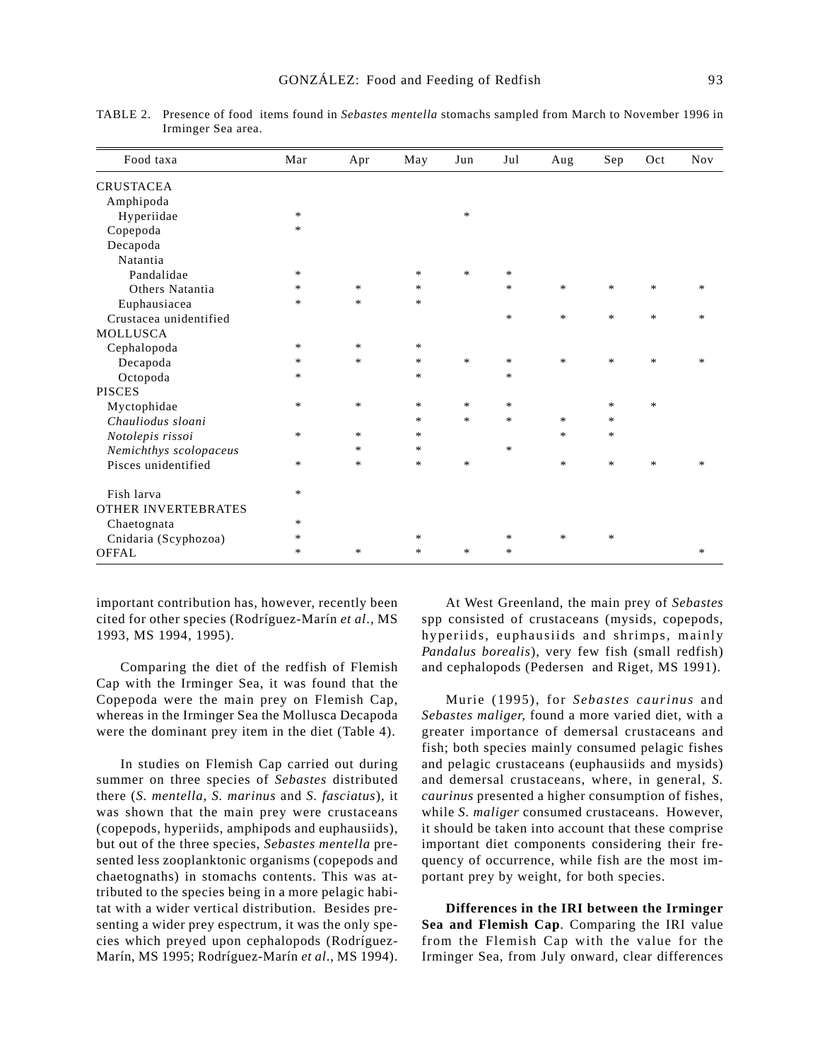TABLE 2. Presence of food items found in *Sebastes mentella* stomachs sampled from March to November 1996 in Irminger Sea area.

| Food taxa | Mar | Apr | May | Jun | Jul | Aug | Sep | Oct | Nov |
|---|---|---|---|---|---|---|---|---|---|
| CRUSTACEA | | | | | | | | | |
| Amphipoda | | | | | | | | | |
| Hyperiidae | * | | | * | | | | | |
| Copepoda | * | | | | | | | | |
| Decapoda | | | | | | | | | |
| Natantia | | | | | | | | | |
| Pandalidae | * | | * | * | * | | | | |
| Others Natantia | * | * | * | | * | * | * | * | * |
| Euphausiacea | * | * | * | | | | | | |
| Crustacea unidentified | | | | | * | * | * | * | * |
| MOLLUSCA | | | | | | | | | |
| Cephalopoda | * | * | * | | | | | | |
| Decapoda | * | * | * | * | * | * | * | * | * |
| Octopoda | * | | * | | * | | | | |
| PISCES | | | | | | | | | |
| Myctophidae | * | * | * | * | * | | * | * | |
| *Chauliodus sloani* | | | * | * | * | * | * | | |
| *Notolepis rissoi* | * | * | * | | | * | * | | |
| *Nemichthys scolopaceus* | | * | * | | * | | | | |
| Pisces unidentified | * | * | * | * | | * | * | * | * |
| Fish larva | * | | | | | | | | |
| OTHER INVERTEBRATES | | | | | | | | | |
| Chaetognata | * | | | | | | | | |
| Cnidaria (Scyphozoa) | * | | * | | * | * | * | | |
| OFFAL | * | * | * | * | * | | | | * |

important contribution has, however, recently been cited for other species (Rodríguez-Marín *et al*., MS 1993, MS 1994, 1995).

Comparing the diet of the redfish of Flemish Cap with the Irminger Sea, it was found that the Copepoda were the main prey on Flemish Cap, whereas in the Irminger Sea the Mollusca Decapoda were the dominant prey item in the diet (Table 4).

In studies on Flemish Cap carried out during summer on three species of *Sebastes* distributed there (*S. mentella*, *S. marinus* and *S. fasciatus*), it was shown that the main prey were crustaceans (copepods, hyperiids, amphipods and euphausiids), but out of the three species, *Sebastes mentella* presented less zooplanktonic organisms (copepods and chaetognaths) in stomachs contents. This was attributed to the species being in a more pelagic habitat with a wider vertical distribution. Besides presenting a wider prey espectrum, it was the only species which preyed upon cephalopods (Rodríguez-Marín, MS 1995; Rodríguez-Marín *et al*., MS 1994).

At West Greenland, the main prey of *Sebastes* spp consisted of crustaceans (mysids, copepods, hyperiids, euphausiids and shrimps, mainly *Pandalus borealis*), very few fish (small redfish) and cephalopods (Pedersen and Riget, MS 1991).

Murie (1995), for *Sebastes caurinus* and *Sebastes maliger,* found a more varied diet, with a greater importance of demersal crustaceans and fish; both species mainly consumed pelagic fishes and pelagic crustaceans (euphausiids and mysids) and demersal crustaceans, where, in general, *S. caurinus* presented a higher consumption of fishes, while *S. maliger* consumed crustaceans. However, it should be taken into account that these comprise important diet components considering their frequency of occurrence, while fish are the most important prey by weight, for both species.

**Differences in the IRI between the Irminger Sea and Flemish Cap**. Comparing the IRI value from the Flemish Cap with the value for the Irminger Sea, from July onward, clear differences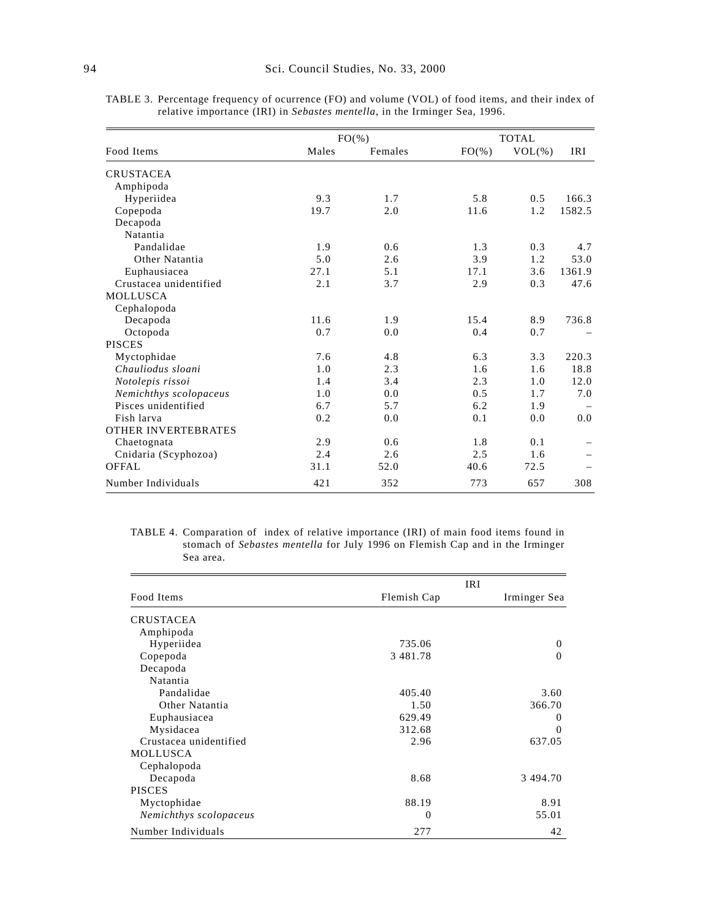TABLE 3. Percentage frequency of ocurrence (FO) and volume (VOL) of food items, and their index of relative importance (IRI) in *Sebastes mentella*, in the Irminger Sea, 1996.

| Food Items | FO(%) Males | FO(%) Females | TOTAL FO(%) | TOTAL VOL(%) | TOTAL IRI |
|---|---|---|---|---|---|
| CRUSTACEA | | | | | |
| Amphipoda | | | | | |
| Hyperiidea | 9.3 | 1.7 | 5.8 | 0.5 | 166.3 |
| Copepoda | 19.7 | 2.0 | 11.6 | 1.2 | 1582.5 |
| Decapoda | | | | | |
| Natantia | | | | | |
| Pandalidae | 1.9 | 0.6 | 1.3 | 0.3 | 4.7 |
| Other Natantia | 5.0 | 2.6 | 3.9 | 1.2 | 53.0 |
| Euphausiacea | 27.1 | 5.1 | 17.1 | 3.6 | 1361.9 |
| Crustacea unidentified | 2.1 | 3.7 | 2.9 | 0.3 | 47.6 |
| MOLLUSCA | | | | | |
| Cephalopoda | | | | | |
| Decapoda | 11.6 | 1.9 | 15.4 | 8.9 | 736.8 |
| Octopoda | 0.7 | 0.0 | 0.4 | 0.7 | – |
| PISCES | | | | | |
| Myctophidae | 7.6 | 4.8 | 6.3 | 3.3 | 220.3 |
| *Chauliodus sloani* | 1.0 | 2.3 | 1.6 | 1.6 | 18.8 |
| *Notolepis rissoi* | 1.4 | 3.4 | 2.3 | 1.0 | 12.0 |
| *Nemichthys scolopaceus* | 1.0 | 0.0 | 0.5 | 1.7 | 7.0 |
| Pisces unidentified | 6.7 | 5.7 | 6.2 | 1.9 | – |
| Fish larva | 0.2 | 0.0 | 0.1 | 0.0 | 0.0 |
| OTHER INVERTEBRATES | | | | | |
| Chaetognata | 2.9 | 0.6 | 1.8 | 0.1 | – |
| Cnidaria (Scyphozoa) | 2.4 | 2.6 | 2.5 | 1.6 | – |
| OFFAL | 31.1 | 52.0 | 40.6 | 72.5 | – |
| Number Individuals | 421 | 352 | 773 | 657 | 308 |

TABLE 4. Comparation of index of relative importance (IRI) of main food items found in stomach of *Sebastes mentella* for July 1996 on Flemish Cap and in the Irminger Sea area.

| Food Items | IRI Flemish Cap | IRI Irminger Sea |
|---|---|---|
| CRUSTACEA | | |
| Amphipoda | | |
| Hyperiidea | 735.06 | 0 |
| Copepoda | 3 481.78 | 0 |
| Decapoda | | |
| Natantia | | |
| Pandalidae | 405.40 | 3.60 |
| Other Natantia | 1.50 | 366.70 |
| Euphausiacea | 629.49 | 0 |
| Mysidacea | 312.68 | 0 |
| Crustacea unidentified | 2.96 | 637.05 |
| MOLLUSCA | | |
| Cephalopoda | | |
| Decapoda | 8.68 | 3 494.70 |
| PISCES | | |
| Myctophidae | 88.19 | 8.91 |
| *Nemichthys scolopaceus* | 0 | 55.01 |
| Number Individuals | 277 | 42 |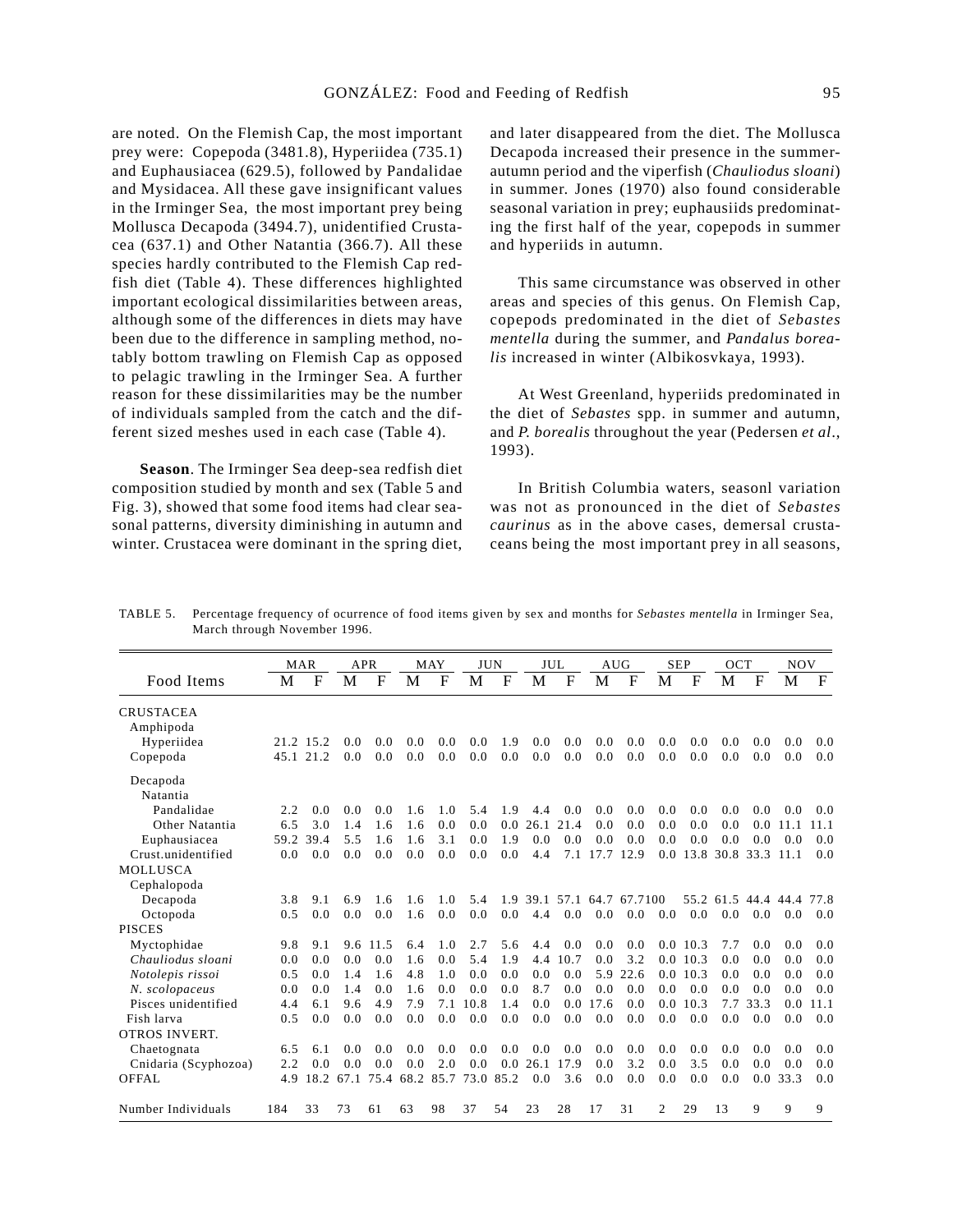are noted. On the Flemish Cap, the most important prey were: Copepoda (3481.8), Hyperiidea (735.1) and Euphausiacea (629.5), followed by Pandalidae and Mysidacea. All these gave insignificant values in the Irminger Sea, the most important prey being Mollusca Decapoda (3494.7), unidentified Crustacea (637.1) and Other Natantia (366.7). All these species hardly contributed to the Flemish Cap redfish diet (Table 4). These differences highlighted important ecological dissimilarities between areas, although some of the differences in diets may have been due to the difference in sampling method, notably bottom trawling on Flemish Cap as opposed to pelagic trawling in the Irminger Sea. A further reason for these dissimilarities may be the number of individuals sampled from the catch and the different sized meshes used in each case (Table 4).

**Season**. The Irminger Sea deep-sea redfish diet composition studied by month and sex (Table 5 and Fig. 3), showed that some food items had clear seasonal patterns, diversity diminishing in autumn and winter. Crustacea were dominant in the spring diet, and later disappeared from the diet. The Mollusca Decapoda increased their presence in the summer-autumn period and the viperfish (*Chauliodus sloani*) in summer. Jones (1970) also found considerable seasonal variation in prey; euphausiids predominating the first half of the year, copepods in summer and hyperiids in autumn.

This same circumstance was observed in other areas and species of this genus. On Flemish Cap, copepods predominated in the diet of *Sebastes mentella* during the summer, and *Pandalus borealis* increased in winter (Albikosvkaya, 1993).

At West Greenland, hyperiids predominated in the diet of *Sebastes* spp. in summer and autumn, and *P. borealis* throughout the year (Pedersen *et al*., 1993).

In British Columbia waters, seasonl variation was not as pronounced in the diet of *Sebastes caurinus* as in the above cases, demersal crustaceans being the most important prey in all seasons,

TABLE 5. Percentage frequency of ocurrence of food items given by sex and months for *Sebastes mentella* in Irminger Sea, March through November 1996.

| Food Items | MAR | | APR | | MAY | | JUN | | JUL | | AUG | | SEP | | OCT | | NOV | |
|---|---|---|---|---|---|---|---|---|---|---|---|---|---|---|---|---|---|---|
| | M | F | M | F | M | F | M | F | M | F | M | F | M | F | M | F | M | F |
| CRUSTACEA | | | | | | | | | | | | | | | | | | |
| Amphipoda | | | | | | | | | | | | | | | | | | |
| Hyperiidea | 21.2 | 15.2 | 0.0 | 0.0 | 0.0 | 0.0 | 0.0 | 1.9 | 0.0 | 0.0 | 0.0 | 0.0 | 0.0 | 0.0 | 0.0 | 0.0 | 0.0 | 0.0 |
| Copepoda | 45.1 | 21.2 | 0.0 | 0.0 | 0.0 | 0.0 | 0.0 | 0.0 | 0.0 | 0.0 | 0.0 | 0.0 | 0.0 | 0.0 | 0.0 | 0.0 | 0.0 | 0.0 |
| Decapoda | | | | | | | | | | | | | | | | | | |
| Natantia | | | | | | | | | | | | | | | | | | |
| Pandalidae | 2.2 | 0.0 | 0.0 | 0.0 | 1.6 | 1.0 | 5.4 | 1.9 | 4.4 | 0.0 | 0.0 | 0.0 | 0.0 | 0.0 | 0.0 | 0.0 | 0.0 | 0.0 |
| Other Natantia | 6.5 | 3.0 | 1.4 | 1.6 | 1.6 | 0.0 | 0.0 | 0.0 | 26.1 | 21.4 | 0.0 | 0.0 | 0.0 | 0.0 | 0.0 | 0.0 | 11.1 | 11.1 |
| Euphausiacea | 59.2 | 39.4 | 5.5 | 1.6 | 1.6 | 3.1 | 0.0 | 1.9 | 0.0 | 0.0 | 0.0 | 0.0 | 0.0 | 0.0 | 0.0 | 0.0 | 0.0 | 0.0 |
| Crust.unidentified | 0.0 | 0.0 | 0.0 | 0.0 | 0.0 | 0.0 | 0.0 | 0.0 | 4.4 | 7.1 | 17.7 | 12.9 | 0.0 | 13.8 | 30.8 | 33.3 | 11.1 | 0.0 |
| MOLLUSCA | | | | | | | | | | | | | | | | | | |
| Cephalopoda | | | | | | | | | | | | | | | | | | |
| Decapoda | 3.8 | 9.1 | 6.9 | 1.6 | 1.6 | 1.0 | 5.4 | 1.9 | 39.1 | 57.1 | 64.7 | 67.7 | 100 | 55.2 | 61.5 | 44.4 | 44.4 | 77.8 |
| Octopoda | 0.5 | 0.0 | 0.0 | 0.0 | 1.6 | 0.0 | 0.0 | 0.0 | 4.4 | 0.0 | 0.0 | 0.0 | 0.0 | 0.0 | 0.0 | 0.0 | 0.0 | 0.0 |
| PISCES | | | | | | | | | | | | | | | | | | |
| Myctophidae | 9.8 | 9.1 | 9.6 | 11.5 | 6.4 | 1.0 | 2.7 | 5.6 | 4.4 | 0.0 | 0.0 | 0.0 | 0.0 | 10.3 | 7.7 | 0.0 | 0.0 | 0.0 |
| *Chauliodus sloani* | 0.0 | 0.0 | 0.0 | 0.0 | 1.6 | 0.0 | 5.4 | 1.9 | 4.4 | 10.7 | 0.0 | 3.2 | 0.0 | 10.3 | 0.0 | 0.0 | 0.0 | 0.0 |
| *Notolepis rissoi* | 0.5 | 0.0 | 1.4 | 1.6 | 4.8 | 1.0 | 0.0 | 0.0 | 0.0 | 0.0 | 5.9 | 22.6 | 0.0 | 10.3 | 0.0 | 0.0 | 0.0 | 0.0 |
| *N. scolopaceus* | 0.0 | 0.0 | 1.4 | 0.0 | 1.6 | 0.0 | 0.0 | 0.0 | 8.7 | 0.0 | 0.0 | 0.0 | 0.0 | 0.0 | 0.0 | 0.0 | 0.0 | 0.0 |
| Pisces unidentified | 4.4 | 6.1 | 9.6 | 4.9 | 7.9 | 7.1 | 10.8 | 1.4 | 0.0 | 0.0 | 17.6 | 0.0 | 0.0 | 10.3 | 7.7 | 33.3 | 0.0 | 11.1 |
| Fish larva | 0.5 | 0.0 | 0.0 | 0.0 | 0.0 | 0.0 | 0.0 | 0.0 | 0.0 | 0.0 | 0.0 | 0.0 | 0.0 | 0.0 | 0.0 | 0.0 | 0.0 | 0.0 |
| OTROS INVERT. | | | | | | | | | | | | | | | | | | |
| Chaetognata | 6.5 | 6.1 | 0.0 | 0.0 | 0.0 | 0.0 | 0.0 | 0.0 | 0.0 | 0.0 | 0.0 | 0.0 | 0.0 | 0.0 | 0.0 | 0.0 | 0.0 | 0.0 |
| Cnidaria (Scyphozoa) | 2.2 | 0.0 | 0.0 | 0.0 | 0.0 | 2.0 | 0.0 | 0.0 | 26.1 | 17.9 | 0.0 | 3.2 | 0.0 | 3.5 | 0.0 | 0.0 | 0.0 | 0.0 |
| OFFAL | 4.9 | 18.2 | 67.1 | 75.4 | 68.2 | 85.7 | 73.0 | 85.2 | 0.0 | 3.6 | 0.0 | 0.0 | 0.0 | 0.0 | 0.0 | 0.0 | 33.3 | 0.0 |
| Number Individuals | 184 | 33 | 73 | 61 | 63 | 98 | 37 | 54 | 23 | 28 | 17 | 31 | 2 | 29 | 13 | 9 | 9 | 9 |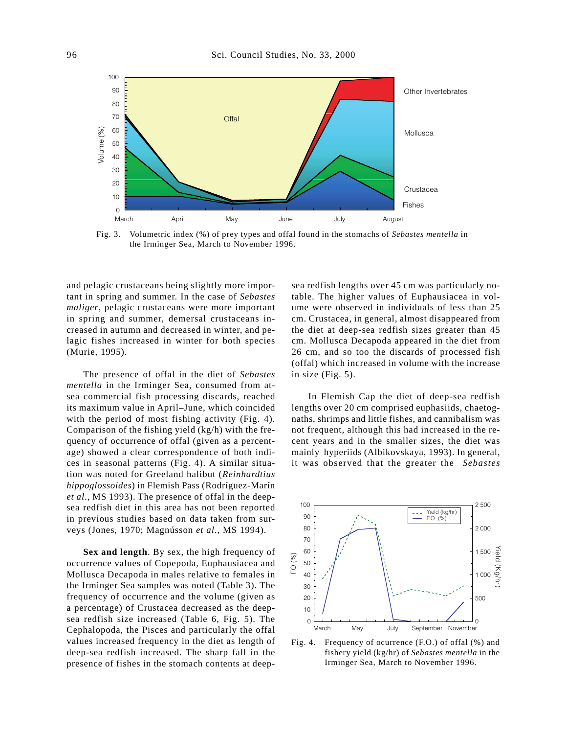Fig. 3. Volumetric index (%) of prey types and offal found in the stomachs of *Sebastes mentella* in the Irminger Sea, March to November 1996.

and pelagic crustaceans being slightly more important in spring and summer. In the case of *Sebastes maliger*, pelagic crustaceans were more important in spring and summer, demersal crustaceans increased in autumn and decreased in winter, and pelagic fishes increased in winter for both species (Murie, 1995).

The presence of offal in the diet of *Sebastes mentella* in the Irminger Sea, consumed from at-sea commercial fish processing discards, reached its maximum value in April–June, which coincided with the period of most fishing activity (Fig. 4). Comparison of the fishing yield (kg/h) with the frequency of occurrence of offal (given as a percentage) showed a clear correspondence of both indices in seasonal patterns (Fig. 4). A similar situation was noted for Greeland halibut (*Reinhardtius hippoglossoides*) in Flemish Pass (Rodríguez-Marín *et al.*, MS 1993). The presence of offal in the deep-sea redfish diet in this area has not been reported in previous studies based on data taken from surveys (Jones, 1970; Magnússon *et al.*, MS 1994).

**Sex and length**. By sex, the high frequency of occurrence values of Copepoda, Euphausiacea and Mollusca Decapoda in males relative to females in the Irminger Sea samples was noted (Table 3). The frequency of occurrence and the volume (given as a percentage) of Crustacea decreased as the deep-sea redfish size increased (Table 6, Fig. 5). The Cephalopoda, the Pisces and particularly the offal values increased frequency in the diet as length of deep-sea redfish increased. The sharp fall in the presence of fishes in the stomach contents at deep-sea redfish lengths over 45 cm was particularly notable. The higher values of Euphausiacea in volume were observed in individuals of less than 25 cm. Crustacea, in general, almost disappeared from the diet at deep-sea redfish sizes greater than 45 cm. Mollusca Decapoda appeared in the diet from 26 cm, and so too the discards of processed fish (offal) which increased in volume with the increase in size (Fig. 5).

In Flemish Cap the diet of deep-sea redfish lengths over 20 cm comprised euphasiids, chaetognaths, shrimps and little fishes, and cannibalism was not frequent, although this had increased in the recent years and in the smaller sizes, the diet was mainly hyperiids (Albikovskaya, 1993). In general, it was observed that the greater the *Sebastes*

Fig. 4. Frequency of ocurrence (F.O.) of offal (%) and fishery yield (kg/hr) of *Sebastes mentella* in the Irminger Sea, March to November 1996.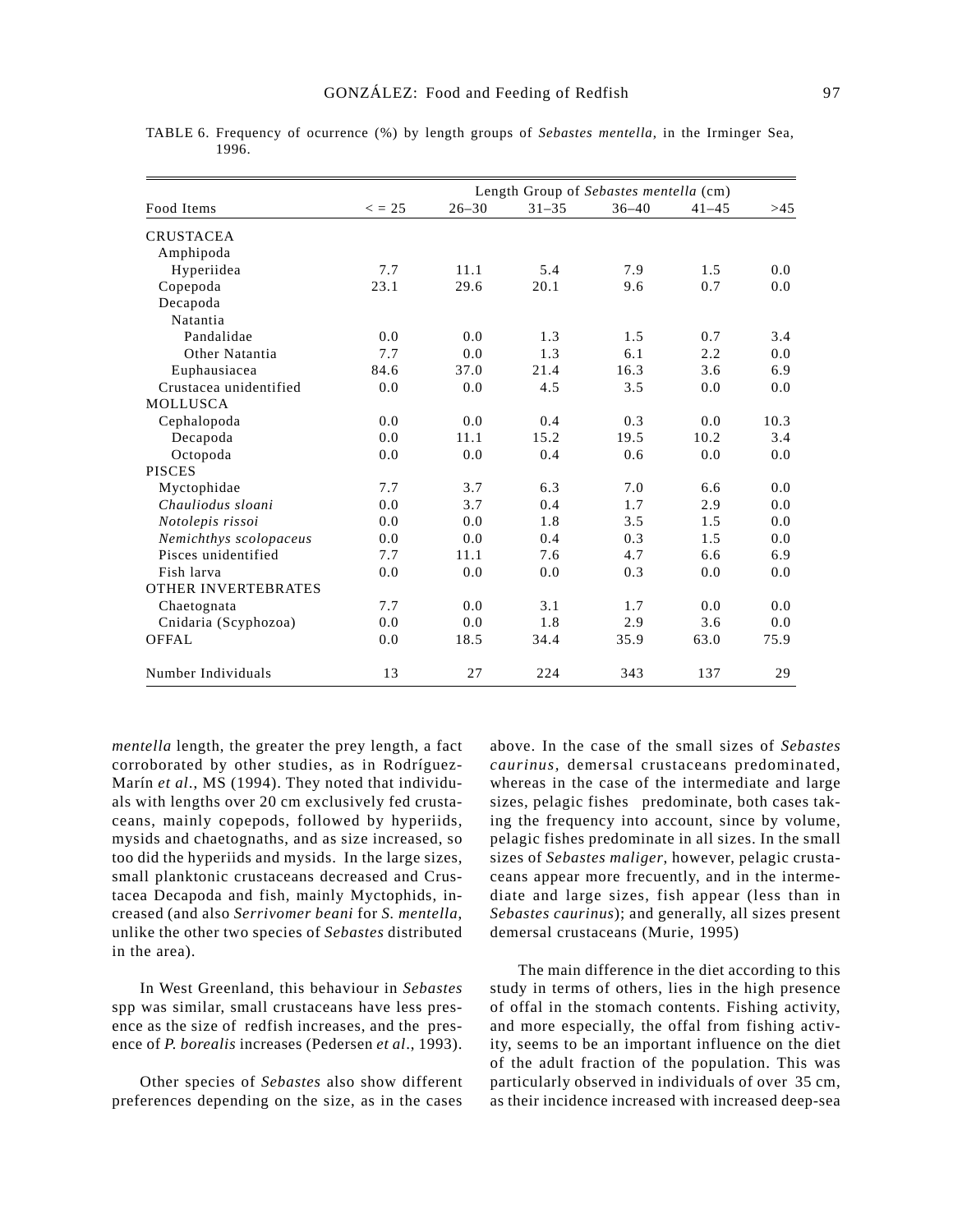TABLE 6. Frequency of ocurrence (%) by length groups of *Sebastes mentella*, in the Irminger Sea, 1996.

| Food Items | Length Group of *Sebastes mentella* (cm) | | | | | |
|---|---|---|---|---|---|---|
| | < = 25 | 26–30 | 31–35 | 36–40 | 41–45 | >45 |
| CRUSTACEA | | | | | | |
| Amphipoda | | | | | | |
| Hyperiidea | 7.7 | 11.1 | 5.4 | 7.9 | 1.5 | 0.0 |
| Copepoda | 23.1 | 29.6 | 20.1 | 9.6 | 0.7 | 0.0 |
| Decapoda | | | | | | |
| Natantia | | | | | | |
| Pandalidae | 0.0 | 0.0 | 1.3 | 1.5 | 0.7 | 3.4 |
| Other Natantia | 7.7 | 0.0 | 1.3 | 6.1 | 2.2 | 0.0 |
| Euphausiacea | 84.6 | 37.0 | 21.4 | 16.3 | 3.6 | 6.9 |
| Crustacea unidentified | 0.0 | 0.0 | 4.5 | 3.5 | 0.0 | 0.0 |
| MOLLUSCA | | | | | | |
| Cephalopoda | 0.0 | 0.0 | 0.4 | 0.3 | 0.0 | 10.3 |
| Decapoda | 0.0 | 11.1 | 15.2 | 19.5 | 10.2 | 3.4 |
| Octopoda | 0.0 | 0.0 | 0.4 | 0.6 | 0.0 | 0.0 |
| PISCES | | | | | | |
| Myctophidae | 7.7 | 3.7 | 6.3 | 7.0 | 6.6 | 0.0 |
| *Chauliodus sloani* | 0.0 | 3.7 | 0.4 | 1.7 | 2.9 | 0.0 |
| *Notolepis rissoi* | 0.0 | 0.0 | 1.8 | 3.5 | 1.5 | 0.0 |
| *Nemichthys scolopaceus* | 0.0 | 0.0 | 0.4 | 0.3 | 1.5 | 0.0 |
| Pisces unidentified | 7.7 | 11.1 | 7.6 | 4.7 | 6.6 | 6.9 |
| Fish larva | 0.0 | 0.0 | 0.0 | 0.3 | 0.0 | 0.0 |
| OTHER INVERTEBRATES | | | | | | |
| Chaetognata | 7.7 | 0.0 | 3.1 | 1.7 | 0.0 | 0.0 |
| Cnidaria (Scyphozoa) | 0.0 | 0.0 | 1.8 | 2.9 | 3.6 | 0.0 |
| OFFAL | 0.0 | 18.5 | 34.4 | 35.9 | 63.0 | 75.9 |
| Number Individuals | 13 | 27 | 224 | 343 | 137 | 29 |

*mentella* length, the greater the prey length, a fact corroborated by other studies, as in Rodríguez-Marín *et al.*, MS (1994). They noted that individuals with lengths over 20 cm exclusively fed crustaceans, mainly copepods, followed by hyperiids, mysids and chaetognaths, and as size increased, so too did the hyperiids and mysids. In the large sizes, small planktonic crustaceans decreased and Crustacea Decapoda and fish, mainly Myctophids, increased (and also *Serrivomer beani* for *S. mentella*, unlike the other two species of *Sebastes* distributed in the area).

In West Greenland, this behaviour in *Sebastes* spp was similar, small crustaceans have less presence as the size of redfish increases, and the presence of *P. borealis* increases (Pedersen *et al*., 1993).

Other species of *Sebastes* also show different preferences depending on the size, as in the cases above. In the case of the small sizes of *Sebastes caurinus*, demersal crustaceans predominated, whereas in the case of the intermediate and large sizes, pelagic fishes predominate, both cases taking the frequency into account, since by volume, pelagic fishes predominate in all sizes. In the small sizes of *Sebastes maliger*, however, pelagic crustaceans appear more frecuently, and in the intermediate and large sizes, fish appear (less than in *Sebastes caurinus*); and generally, all sizes present demersal crustaceans (Murie, 1995)

The main difference in the diet according to this study in terms of others, lies in the high presence of offal in the stomach contents. Fishing activity, and more especially, the offal from fishing activity, seems to be an important influence on the diet of the adult fraction of the population. This was particularly observed in individuals of over 35 cm, as their incidence increased with increased deep-sea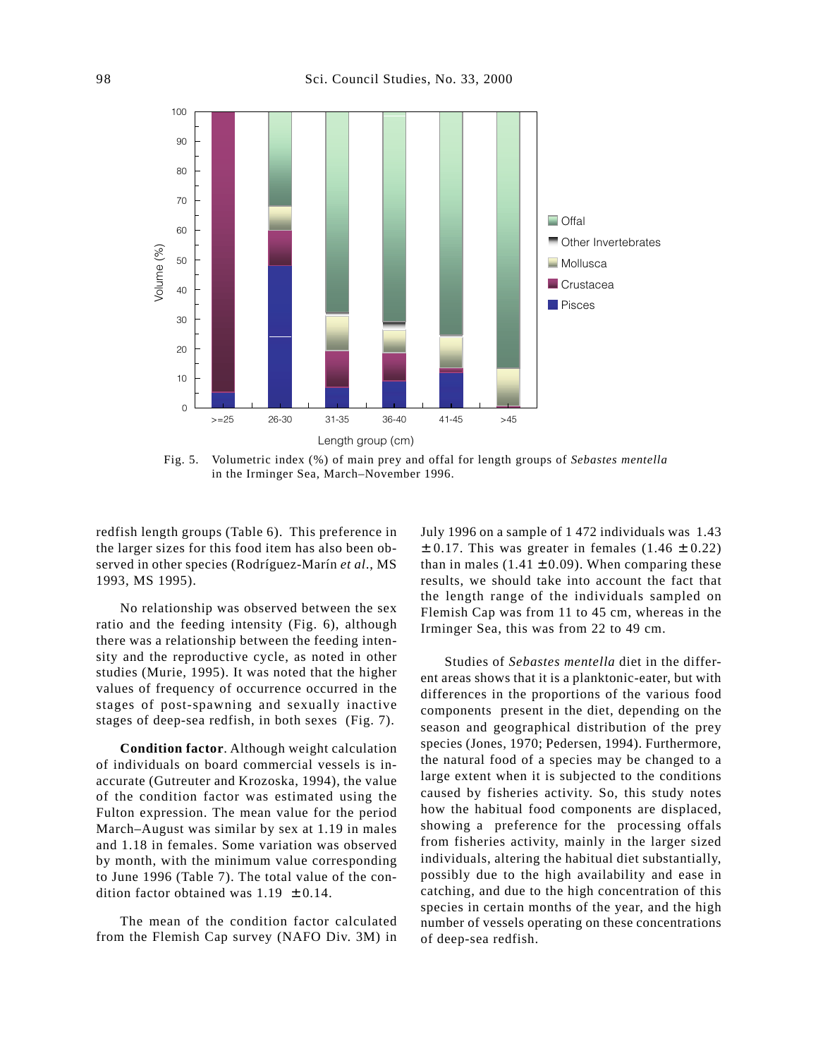Fig. 5. Volumetric index (%) of main prey and offal for length groups of *Sebastes mentella* in the Irminger Sea, March–November 1996.

redfish length groups (Table 6). This preference in the larger sizes for this food item has also been observed in other species (Rodríguez-Marín *et al*., MS 1993, MS 1995).

No relationship was observed between the sex ratio and the feeding intensity (Fig. 6), although there was a relationship between the feeding intensity and the reproductive cycle, as noted in other studies (Murie, 1995). It was noted that the higher values of frequency of occurrence occurred in the stages of post-spawning and sexually inactive stages of deep-sea redfish, in both sexes (Fig. 7).

**Condition factor**. Although weight calculation of individuals on board commercial vessels is inaccurate (Gutreuter and Krozoska, 1994), the value of the condition factor was estimated using the Fulton expression. The mean value for the period March–August was similar by sex at 1.19 in males and 1.18 in females. Some variation was observed by month, with the minimum value corresponding to June 1996 (Table 7). The total value of the condition factor obtained was 1.19 $\pm$0.14.

The mean of the condition factor calculated from the Flemish Cap survey (NAFO Div. 3M) in July 1996 on a sample of 1 472 individuals was 1.43 $\pm$0.17. This was greater in females (1.46 $\pm$0.22) than in males (1.41 $\pm$0.09). When comparing these results, we should take into account the fact that the length range of the individuals sampled on Flemish Cap was from 11 to 45 cm, whereas in the Irminger Sea, this was from 22 to 49 cm.

Studies of *Sebastes mentella* diet in the different areas shows that it is a planktonic-eater, but with differences in the proportions of the various food components present in the diet, depending on the season and geographical distribution of the prey species (Jones, 1970; Pedersen, 1994). Furthermore, the natural food of a species may be changed to a large extent when it is subjected to the conditions caused by fisheries activity. So, this study notes how the habitual food components are displaced, showing a preference for the processing offals from fisheries activity, mainly in the larger sized individuals, altering the habitual diet substantially, possibly due to the high availability and ease in catching, and due to the high concentration of this species in certain months of the year, and the high number of vessels operating on these concentrations of deep-sea redfish.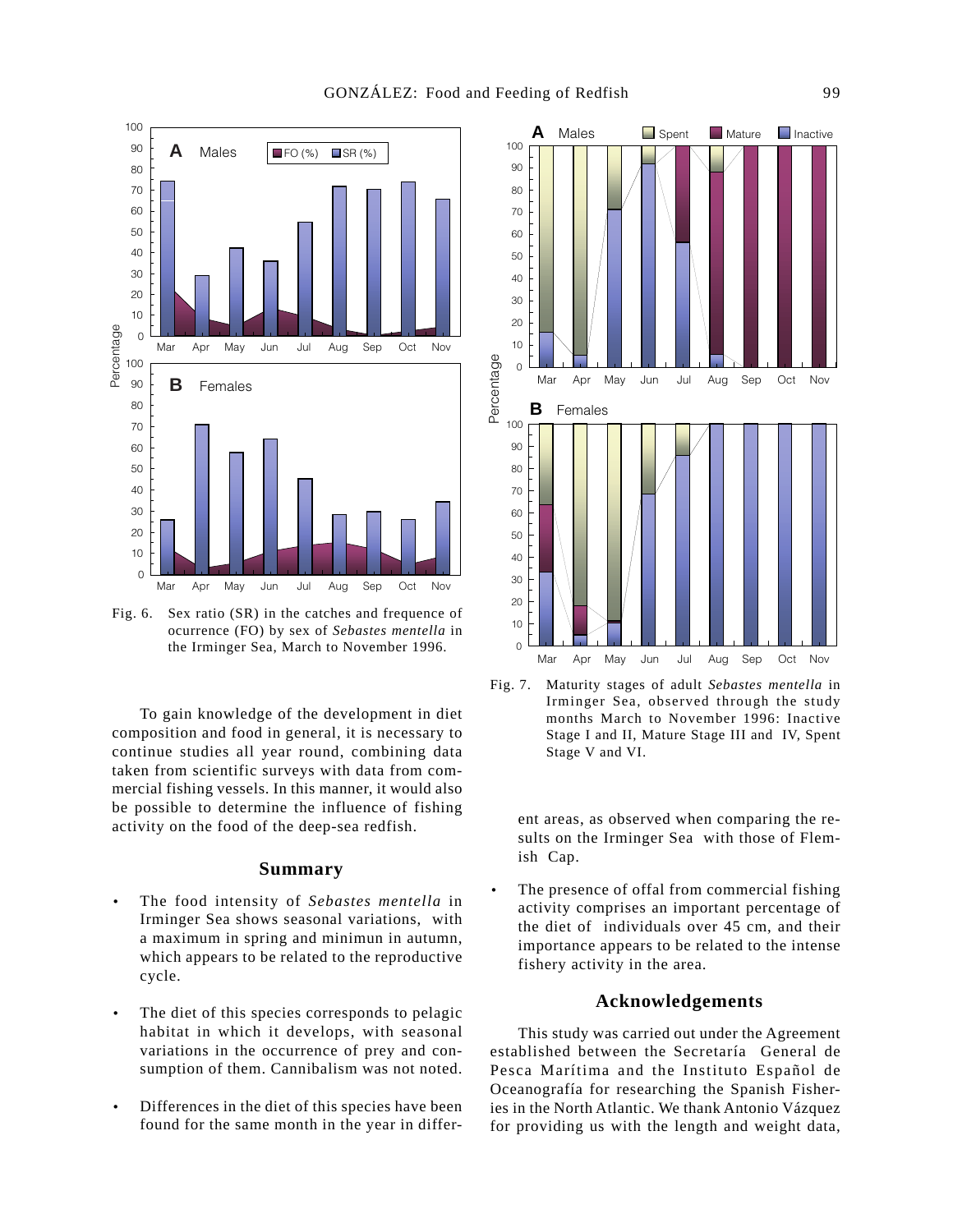Fig. 6. Sex ratio (SR) in the catches and frequence of ocurrence (FO) by sex of *Sebastes mentella* in the Irminger Sea, March to November 1996.

Fig. 7. Maturity stages of adult *Sebastes mentella* in Irminger Sea, observed through the study months March to November 1996: Inactive Stage I and II, Mature Stage III and IV, Spent Stage V and VI.

To gain knowledge of the development in diet composition and food in general, it is necessary to continue studies all year round, combining data taken from scientific surveys with data from commercial fishing vessels. In this manner, it would also be possible to determine the influence of fishing activity on the food of the deep-sea redfish.

## Summary

- The food intensity of *Sebastes mentella* in Irminger Sea shows seasonal variations, with a maximum in spring and minimun in autumn, which appears to be related to the reproductive cycle.
- The diet of this species corresponds to pelagic habitat in which it develops, with seasonal variations in the occurrence of prey and consumption of them. Cannibalism was not noted.
- Differences in the diet of this species have been found for the same month in the year in different areas, as observed when comparing the results on the Irminger Sea with those of Flemish Cap.
- The presence of offal from commercial fishing activity comprises an important percentage of the diet of individuals over 45 cm, and their importance appears to be related to the intense fishery activity in the area.

## Acknowledgements

This study was carried out under the Agreement established between the Secretaría General de Pesca Marítima and the Instituto Español de Oceanografía for researching the Spanish Fisheries in the North Atlantic. We thank Antonio Vázquez for providing us with the length and weight data,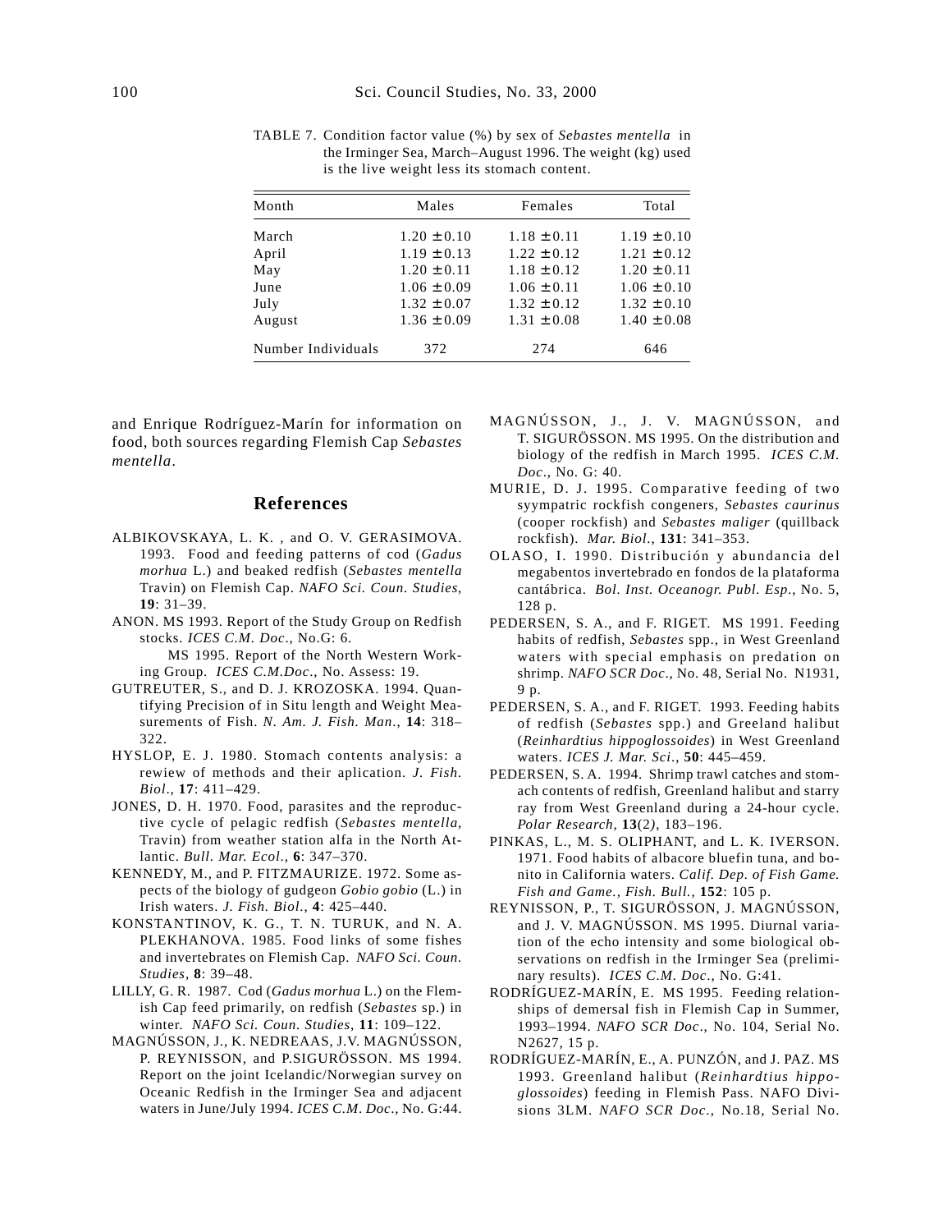TABLE 7. Condition factor value (%) by sex of *Sebastes mentella* in the Irminger Sea, March–August 1996. The weight (kg) used is the live weight less its stomach content.

| Month | Males | Females | Total |
|---|---|---|---|
| March | 1.20 ± 0.10 | 1.18 ± 0.11 | 1.19 ± 0.10 |
| April | 1.19 ± 0.13 | 1.22 ± 0.12 | 1.21 ± 0.12 |
| May | 1.20 ± 0.11 | 1.18 ± 0.12 | 1.20 ± 0.11 |
| June | 1.06 ± 0.09 | 1.06 ± 0.11 | 1.06 ± 0.10 |
| July | 1.32 ± 0.07 | 1.32 ± 0.12 | 1.32 ± 0.10 |
| August | 1.36 ± 0.09 | 1.31 ± 0.08 | 1.40 ± 0.08 |
| Number Individuals | 372 | 274 | 646 |

and Enrique Rodríguez-Marín for information on food, both sources regarding Flemish Cap *Sebastes mentella*.

## References

ALBIKOVSKAYA, L. K. , and O. V. GERASIMOVA. 1993. Food and feeding patterns of cod (*Gadus morhua* L.) and beaked redfish (*Sebastes mentella* Travin) on Flemish Cap. *NAFO Sci. Coun. Studies*, **19**: 31–39.

ANON. MS 1993. Report of the Study Group on Redfish stocks. *ICES C.M. Doc*., No.G: 6.

MS 1995. Report of the North Western Working Group. *ICES C.M.Doc*., No. Assess: 19.

GUTREUTER, S., and D. J. KROZOSKA. 1994. Quantifying Precision of in Situ length and Weight Measurements of Fish. *N. Am. J. Fish. Man*., **14**: 318–322.

HYSLOP, E. J. 1980. Stomach contents analysis: a rewiew of methods and their aplication. *J. Fish. Biol*., **17**: 411–429.

JONES, D. H. 1970. Food, parasites and the reproductive cycle of pelagic redfish (*Sebastes mentella*, Travin) from weather station alfa in the North Atlantic. *Bull. Mar. Ecol*., **6**: 347–370.

KENNEDY, M., and P. FITZMAURIZE. 1972. Some aspects of the biology of gudgeon *Gobio gobio* (L.) in Irish waters. *J. Fish. Biol*., **4**: 425–440.

KONSTANTINOV, K. G., T. N. TURUK, and N. A. PLEKHANOVA. 1985. Food links of some fishes and invertebrates on Flemish Cap. *NAFO Sci. Coun. Studies*, **8**: 39–48.

LILLY, G. R. 1987. Cod (*Gadus morhua* L.) on the Flemish Cap feed primarily, on redfish (*Sebastes* sp.) in winter. *NAFO Sci. Coun. Studies*, **11**: 109–122.

MAGNÚSSON, J., K. NEDREAAS, J.V. MAGNÚSSON, P. REYNISSON, and P.SIGURÖSSON. MS 1994. Report on the joint Icelandic/Norwegian survey on Oceanic Redfish in the Irminger Sea and adjacent waters in June/July 1994. *ICES C.M. Doc*., No. G:44.

MAGNÚSSON, J., J. V. MAGNÚSSON, and T. SIGURÖSSON. MS 1995. On the distribution and biology of the redfish in March 1995. *ICES C.M. Doc.,* No. G: 40.

MURIE, D. J. 1995. Comparative feeding of two syympatric rockfish congeners, *Sebastes caurinus* (cooper rockfish) and *Sebastes maliger* (quillback rockfish). *Mar. Biol*., **131**: 341–353.

OLASO, I. 1990. Distribución y abundancia del megabentos invertebrado en fondos de la plataforma cantábrica. *Bol. Inst. Oceanogr. Publ. Esp*., No. 5, 128 p.

PEDERSEN, S. A., and F. RIGET. MS 1991. Feeding habits of redfish, *Sebastes* spp., in West Greenland waters with special emphasis on predation on shrimp. *NAFO SCR Doc*., No. 48, Serial No. N1931, 9 p.

PEDERSEN, S. A., and F. RIGET. 1993. Feeding habits of redfish (*Sebastes* spp.) and Greeland halibut (*Reinhardtius hippoglossoides*) in West Greenland waters. *ICES J. Mar. Sci*., **50**: 445–459.

PEDERSEN, S. A. 1994. Shrimp trawl catches and stomach contents of redfish, Greenland halibut and starry ray from West Greenland during a 24-hour cycle. *Polar Research,* **13**(2*),* 183–196.

PINKAS, L., M. S. OLIPHANT, and L. K. IVERSON. 1971. Food habits of albacore bluefin tuna, and bonito in California waters. *Calif. Dep. of Fish Game. Fish and Game., Fish. Bull.*, **152**: 105 p.

REYNISSON, P., T. SIGURÖSSON, J. MAGNÚSSON, and J. V. MAGNÚSSON. MS 1995. Diurnal variation of the echo intensity and some biological observations on redfish in the Irminger Sea (preliminary results). *ICES C.M. Doc.,* No. G:41.

RODRÍGUEZ-MARÍN, E. MS 1995. Feeding relationships of demersal fish in Flemish Cap in Summer, 1993–1994. *NAFO SCR Doc*., No. 104, Serial No. N2627, 15 p.

RODRÍGUEZ-MARÍN, E., A. PUNZÓN, and J. PAZ. MS 1993. Greenland halibut (*Reinhardtius hippoglossoides*) feeding in Flemish Pass. NAFO Divisions 3LM. *NAFO SCR Doc.,* No.18, Serial No.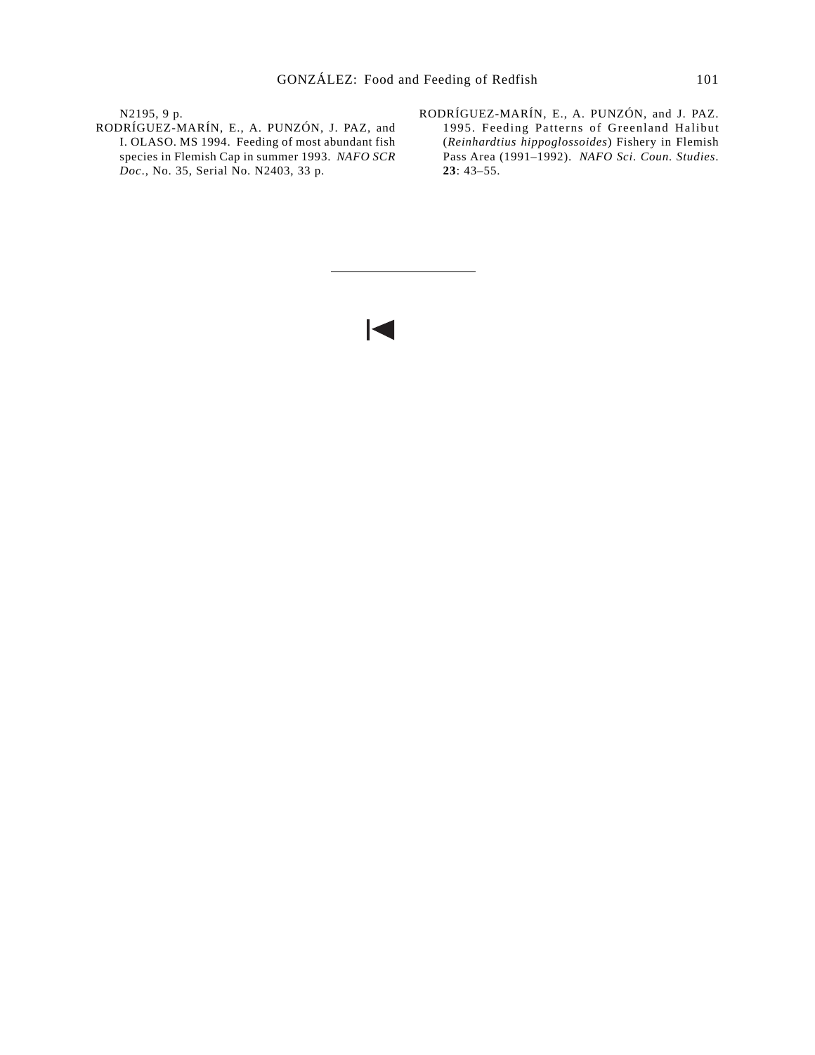N2195, 9 p.

RODRÍGUEZ-MARÍN, E., A. PUNZÓN, J. PAZ, and I. OLASO. MS 1994. Feeding of most abundant fish species in Flemish Cap in summer 1993. *NAFO SCR Doc*., No. 35, Serial No. N2403, 33 p.

RODRÍGUEZ-MARÍN, E., A. PUNZÓN, and J. PAZ. 1995. Feeding Patterns of Greenland Halibut (*Reinhardtius hippoglossoides*) Fishery in Flemish Pass Area (1991–1992). *NAFO Sci. Coun. Studies*. **23**: 43–55.